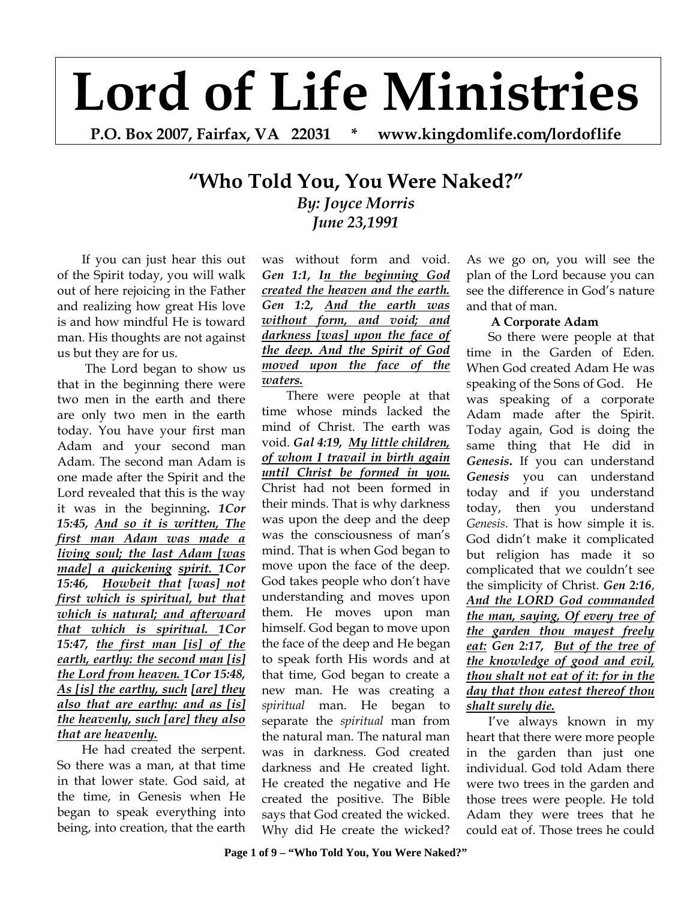# Lord of Life Ministries

**P.O. Box 2007, Fairfax, VA 22031 * www.kingdomlife.com/lordoflife**

## "Who Told You, You Were Naked?"

***By: Joyce Morris***
***June 23,1991***

If you can just hear this out of the Spirit today, you will walk out of here rejoicing in the Father and realizing how great His love is and how mindful He is toward man. His thoughts are not against us but they are for us.

The Lord began to show us that in the beginning there were two men in the earth and there are only two men in the earth today. You have your first man Adam and your second man Adam. The second man Adam is one made after the Spirit and the Lord revealed that this is the way it was in the beginning**.** ***1Cor 15:45,*** ***<u>And so it is written, The first man Adam was made a living soul; the last Adam [was made] a quickening spirit.</u>*** ***1Cor 15:46,*** ***<u>Howbeit that [was] not first which is spiritual, but that which is natural; and afterward that which is spiritual.</u>*** ***1Cor 15:47,*** ***<u>the first man [is] of the earth, earthy: the second man [is] the Lord from heaven.</u>*** ***1Cor 15:48,*** ***<u>As [is] the earthy, such [are] they also that are earthy: and as [is] the heavenly, such [are] they also that are heavenly.</u>***

He had created the serpent. So there was a man, at that time in that lower state. God said, at the time, in Genesis when He began to speak everything into being, into creation, that the earth was without form and void. ***Gen 1:1,*** ***<u>In the beginning God created the heaven and the earth.</u>*** ***Gen 1:2,*** ***<u>And the earth was without form, and void; and darkness [was] upon the face of the deep. And the Spirit of God moved upon the face of the waters.</u>***

There were people at that time whose minds lacked the mind of Christ. The earth was void. ***Gal 4:19,*** ***<u>My little children, of whom I travail in birth again until Christ be formed in you.</u>*** Christ had not been formed in their minds. That is why darkness was upon the deep and the deep was the consciousness of man's mind. That is when God began to move upon the face of the deep. God takes people who don't have understanding and moves upon them. He moves upon man himself. God began to move upon the face of the deep and He began to speak forth His words and at that time, God began to create a new man. He was creating a *spiritual* man. He began to separate the *spiritual* man from the natural man. The natural man was in darkness. God created darkness and He created light. He created the negative and He created the positive. The Bible says that God created the wicked. Why did He create the wicked? As we go on, you will see the plan of the Lord because you can see the difference in God's nature and that of man.

**A Corporate Adam**

So there were people at that time in the Garden of Eden. When God created Adam He was speaking of the Sons of God. He was speaking of a corporate Adam made after the Spirit. Today again, God is doing the same thing that He did in ***Genesis*****.** If you can understand ***Genesis*** you can understand today and if you understand today, then you understand *Genesis*. That is how simple it is. God didn't make it complicated but religion has made it so complicated that we couldn't see the simplicity of Christ. ***Gen 2:16***, ***<u>And the LORD God commanded the man, saying, Of every tree of the garden thou mayest freely eat:</u>*** ***Gen 2:17,*** ***<u>But of the tree of the knowledge of good and evil, thou shalt not eat of it: for in the day that thou eatest thereof thou shalt surely die.</u>***

I've always known in my heart that there were more people in the garden than just one individual. God told Adam there were two trees in the garden and those trees were people. He told Adam they were trees that he could eat of. Those trees he could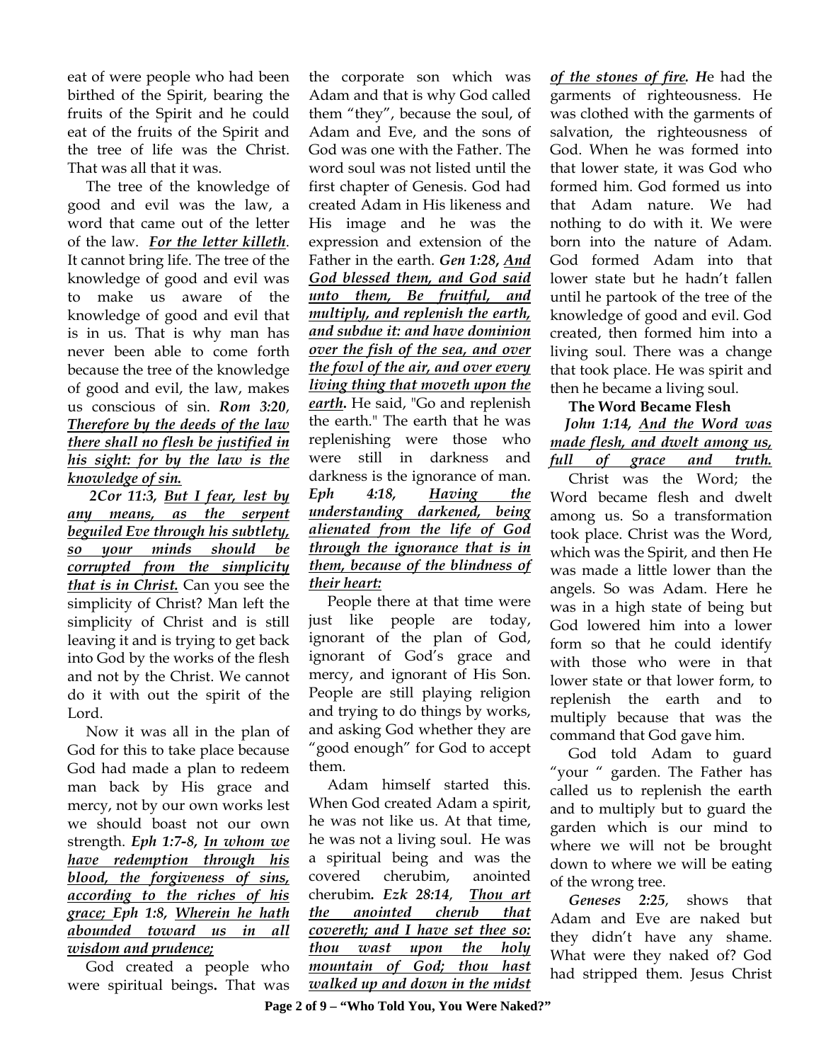eat of were people who had been birthed of the Spirit, bearing the fruits of the Spirit and he could eat of the fruits of the Spirit and the tree of life was the Christ. That was all that it was.

The tree of the knowledge of good and evil was the law, a word that came out of the letter of the law. ***For the letter killeth***. It cannot bring life. The tree of the knowledge of good and evil was to make us aware of the knowledge of good and evil that is in us. That is why man has never been able to come forth because the tree of the knowledge of good and evil, the law, makes us conscious of sin. ***Rom 3:20***, ***Therefore by the deeds of the law there shall no flesh be justified in his sight: for by the law is the knowledge of sin.***

***2Cor 11:3***, ***But I fear, lest by any means, as the serpent beguiled Eve through his subtlety, so your minds should be corrupted from the simplicity that is in Christ.*** Can you see the simplicity of Christ? Man left the simplicity of Christ and is still leaving it and is trying to get back into God by the works of the flesh and not by the Christ. We cannot do it with out the spirit of the Lord.

Now it was all in the plan of God for this to take place because God had made a plan to redeem man back by His grace and mercy, not by our own works lest we should boast not our own strength. ***Eph 1:7-8***, ***In whom we have redemption through his blood, the forgiveness of sins, according to the riches of his grace; Eph 1:8***, ***Wherein he hath abounded toward us in all wisdom and prudence;***

God created a people who were spiritual beings**.** That was the corporate son which was Adam and that is why God called them "they", because the soul, of Adam and Eve, and the sons of God was one with the Father. The word soul was not listed until the first chapter of Genesis. God had created Adam in His likeness and His image and he was the expression and extension of the Father in the earth. ***Gen 1:28***, ***And God blessed them, and God said unto them, Be fruitful, and multiply, and replenish the earth, and subdue it: and have dominion over the fish of the sea, and over the fowl of the air, and over every living thing that moveth upon the earth.*** He said, "Go and replenish the earth." The earth that he was replenishing were those who were still in darkness and darkness is the ignorance of man. ***Eph 4:18***, ***Having the understanding darkened, being alienated from the life of God through the ignorance that is in them, because of the blindness of their heart:***

People there at that time were just like people are today, ignorant of the plan of God, ignorant of God's grace and mercy, and ignorant of His Son. People are still playing religion and trying to do things by works, and asking God whether they are "good enough" for God to accept them.

Adam himself started this. When God created Adam a spirit, he was not like us. At that time, he was not a living soul. He was a spiritual being and was the covered cherubim, anointed cherubim**.** ***Ezk 28:14***, ***Thou art the anointed cherub that covereth; and I have set thee so: thou wast upon the holy mountain of God; thou hast walked up and down in the midst of the stones of fire. H***e had the garments of righteousness. He was clothed with the garments of salvation, the righteousness of God. When he was formed into that lower state, it was God who formed him. God formed us into that Adam nature. We had nothing to do with it. We were born into the nature of Adam. God formed Adam into that lower state but he hadn't fallen until he partook of the tree of the knowledge of good and evil. God created, then formed him into a living soul. There was a change that took place. He was spirit and then he became a living soul.

**The Word Became Flesh**

***John 1:14***, ***And the Word was made flesh, and dwelt among us, full of grace and truth.***

Christ was the Word; the Word became flesh and dwelt among us. So a transformation took place. Christ was the Word, which was the Spirit, and then He was made a little lower than the angels. So was Adam. Here he was in a high state of being but God lowered him into a lower form so that he could identify with those who were in that lower state or that lower form, to replenish the earth and to multiply because that was the command that God gave him.

God told Adam to guard "your " garden. The Father has called us to replenish the earth and to multiply but to guard the garden which is our mind to where we will not be brought down to where we will be eating of the wrong tree.

***Geneses 2:25***, shows that Adam and Eve are naked but they didn't have any shame. What were they naked of? God had stripped them. Jesus Christ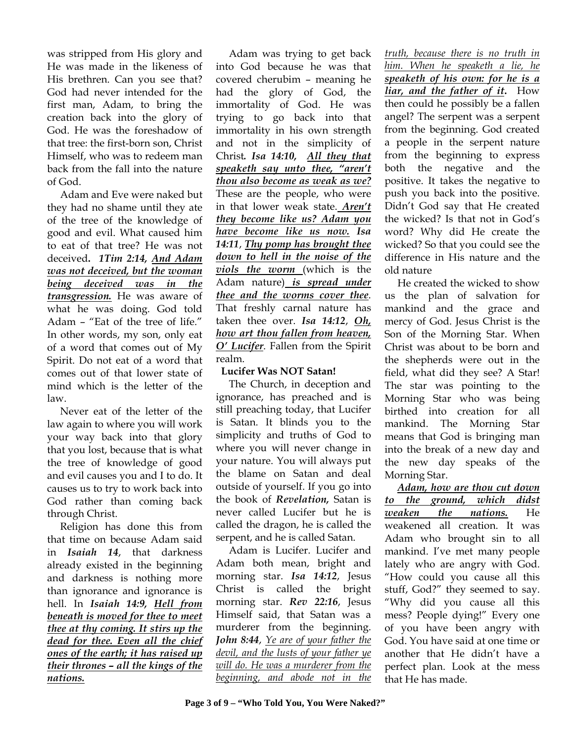was stripped from His glory and He was made in the likeness of His brethren. Can you see that? God had never intended for the first man, Adam, to bring the creation back into the glory of God. He was the foreshadow of that tree: the first-born son, Christ Himself, who was to redeem man back from the fall into the nature of God.

Adam and Eve were naked but they had no shame until they ate of the tree of the knowledge of good and evil. What caused him to eat of that tree? He was not deceived**.** ***1Tim 2:14, <u>And Adam was not deceived, but the woman being deceived was in the transgression.</u>*** He was aware of what he was doing. God told Adam – "Eat of the tree of life." In other words, my son, only eat of a word that comes out of My Spirit. Do not eat of a word that comes out of that lower state of mind which is the letter of the law.

Never eat of the letter of the law again to where you will work your way back into that glory that you lost, because that is what the tree of knowledge of good and evil causes you and I to do. It causes us to try to work back into God rather than coming back through Christ.

Religion has done this from that time on because Adam said in ***Isaiah 14***, that darkness already existed in the beginning and darkness is nothing more than ignorance and ignorance is hell. In ***Isaiah 14:9, <u>Hell from beneath is moved for thee to meet thee at thy coming. It stirs up the dead for thee. Even all the chief ones of the earth; it has raised up their thrones – all the kings of the nations.</u>***

Adam was trying to get back into God because he was that covered cherubim – meaning he had the glory of God, the immortality of God. He was trying to go back into that immortality in his own strength and not in the simplicity of Christ***. Isa 14:10, <u>All they that speaketh say unto thee, "aren't thou also become as weak as we?</u>*** These are the people, who were in that lower weak state. ***<u>Aren't they become like us? Adam you have become like us now.</u> Isa 14:11**, <u>Thy pomp has brought thee down to hell in the noise of the viols the worm</u>* (which is the Adam nature) ***<u>is spread under thee and the worms cover thee</u>***. That freshly carnal nature has taken thee over. ***Isa 14:12**, <u>Oh, how art thou fallen from heaven, O' Lucifer</u>*. Fallen from the Spirit realm.

**Lucifer Was NOT Satan!**

The Church, in deception and ignorance, has preached and is still preaching today, that Lucifer is Satan. It blinds you to the simplicity and truths of God to where you will never change in your nature. You will always put the blame on Satan and deal outside of yourself. If you go into the book of ***Revelation,*** Satan is never called Lucifer but he is called the dragon, he is called the serpent, and he is called Satan.

Adam is Lucifer. Lucifer and Adam both mean, bright and morning star. ***Isa 14:12***, Jesus Christ is called the bright morning star. ***Rev 22:16***, Jesus Himself said, that Satan was a murderer from the beginning. ***John 8:44**, <u>Ye are of your father the devil, and the lusts of your father ye will do. He was a murderer from the beginning, and abode not in the truth, because there is no truth in him. When he speaketh a lie, he</u>* ***<u>speaketh of his own: for he is a liar, and the father of it</u>.*** How then could he possibly be a fallen angel? The serpent was a serpent from the beginning. God created a people in the serpent nature from the beginning to express both the negative and the positive. It takes the negative to push you back into the positive. Didn't God say that He created the wicked? Is that not in God's word? Why did He create the wicked? So that you could see the difference in His nature and the old nature

He created the wicked to show us the plan of salvation for mankind and the grace and mercy of God. Jesus Christ is the Son of the Morning Star. When Christ was about to be born and the shepherds were out in the field, what did they see? A Star! The star was pointing to the Morning Star who was being birthed into creation for all mankind. The Morning Star means that God is bringing man into the break of a new day and the new day speaks of the Morning Star.

***<u>Adam, how are thou cut down to the ground, which didst weaken the nations.</u>*** He weakened all creation. It was Adam who brought sin to all mankind. I've met many people lately who are angry with God. "How could you cause all this stuff, God?" they seemed to say. "Why did you cause all this mess? People dying!" Every one of you have been angry with God. You have said at one time or another that He didn't have a perfect plan. Look at the mess that He has made.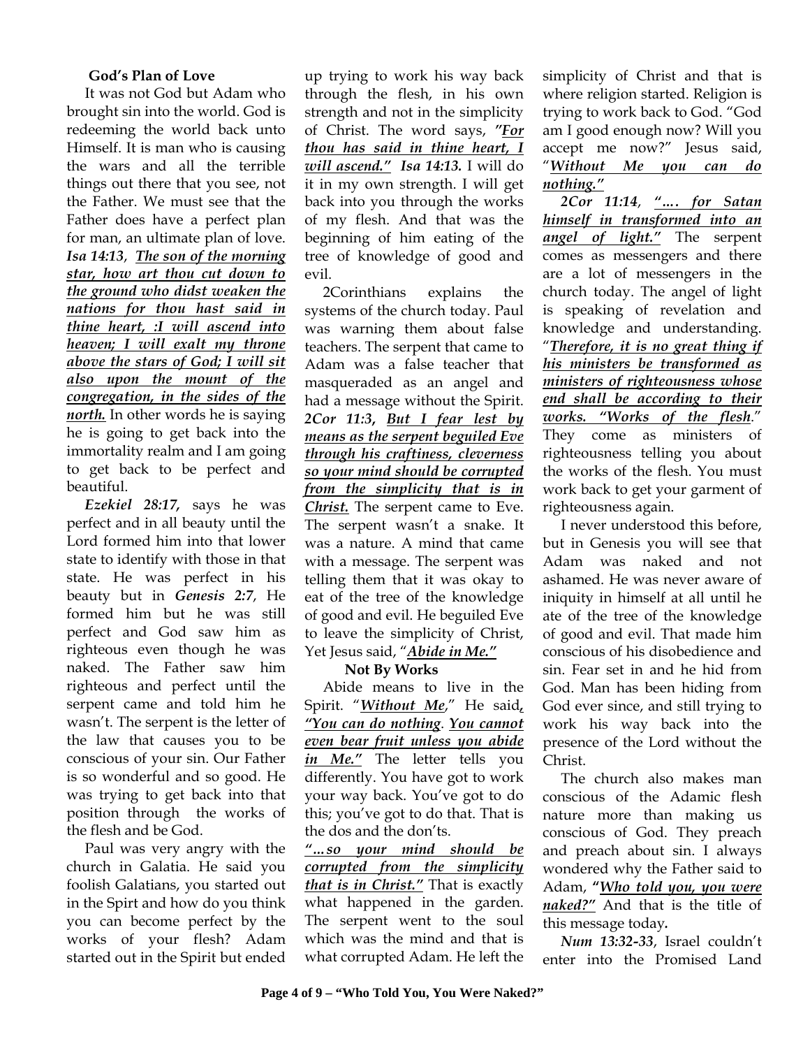### God's Plan of Love

It was not God but Adam who brought sin into the world. God is redeeming the world back unto Himself. It is man who is causing the wars and all the terrible things out there that you see, not the Father. We must see that the Father does have a perfect plan for man, an ultimate plan of love. ***Isa 14:13***, ***<u>The son of the morning star, how art thou cut down to the ground who didst weaken the nations for thou hast said in thine heart, :I will ascend into heaven; I will exalt my throne above the stars of God; I will sit also upon the mount of the congregation, in the sides of the north.</u>*** In other words he is saying he is going to get back into the immortality realm and I am going to get back to be perfect and beautiful.

***Ezekiel 28:17***, says he was perfect and in all beauty until the Lord formed him into that lower state to identify with those in that state. He was perfect in his beauty but in ***Genesis 2:7***, He formed him but he was still perfect and God saw him as righteous even though he was naked. The Father saw him righteous and perfect until the serpent came and told him he wasn't. The serpent is the letter of the law that causes you to be conscious of your sin. Our Father is so wonderful and so good. He was trying to get back into that position through the works of the flesh and be God.

Paul was very angry with the church in Galatia. He said you foolish Galatians, you started out in the Spirt and how do you think you can become perfect by the works of your flesh? Adam started out in the Spirit but ended up trying to work his way back through the flesh, in his own strength and not in the simplicity of Christ. The word says, ***"<u>For thou has said in thine heart, I will ascend."</u>*** ***Isa 14:13.*** I will do it in my own strength. I will get back into you through the works of my flesh. And that was the beginning of him eating of the tree of knowledge of good and evil.

2Corinthians explains the systems of the church today. Paul was warning them about false teachers. The serpent that came to Adam was a false teacher that masqueraded as an angel and had a message without the Spirit. ***2Cor 11:3***, ***<u>But I fear lest by means as the serpent beguiled Eve through his craftiness, cleverness so your mind should be corrupted from the simplicity that is in Christ.</u>*** The serpent came to Eve. The serpent wasn't a snake. It was a nature. A mind that came with a message. The serpent was telling them that it was okay to eat of the tree of the knowledge of good and evil. He beguiled Eve to leave the simplicity of Christ, Yet Jesus said, "***<u>Abide in Me.</u>***"

### Not By Works

Abide means to live in the Spirit. "***<u>Without Me</u>***," He said, ***"<u>You can do nothing</u>***. ***<u>You cannot even bear fruit unless you abide in Me.</u>"*** The letter tells you differently. You have got to work your way back. You've got to do this; you've got to do that. That is the dos and the don'ts.

***<u>"…so your mind should be corrupted from the simplicity that is in Christ."</u>*** That is exactly what happened in the garden. The serpent went to the soul which was the mind and that is what corrupted Adam. He left the simplicity of Christ and that is where religion started. Religion is trying to work back to God. "God am I good enough now? Will you accept me now?" Jesus said, "***<u>Without Me you can do nothing.</u>"***

***2Cor 11:14***, ***<u>"…. for Satan himself in transformed into an angel of light."</u>*** The serpent comes as messengers and there are a lot of messengers in the church today. The angel of light is speaking of revelation and knowledge and understanding. "***<u>Therefore, it is no great thing if his ministers be transformed as ministers of righteousness whose end shall be according to their works. "Works of the flesh</u>***." They come as ministers of righteousness telling you about the works of the flesh. You must work back to get your garment of righteousness again.

I never understood this before, but in Genesis you will see that Adam was naked and not ashamed. He was never aware of iniquity in himself at all until he ate of the tree of the knowledge of good and evil. That made him conscious of his disobedience and sin. Fear set in and he hid from God. Man has been hiding from God ever since, and still trying to work his way back into the presence of the Lord without the Christ.

The church also makes man conscious of the Adamic flesh nature more than making us conscious of God. They preach and preach about sin. I always wondered why the Father said to Adam, **"*<u>Who told you, you were naked?</u>"*** And that is the title of this message today.

***Num 13:32-33***, Israel couldn't enter into the Promised Land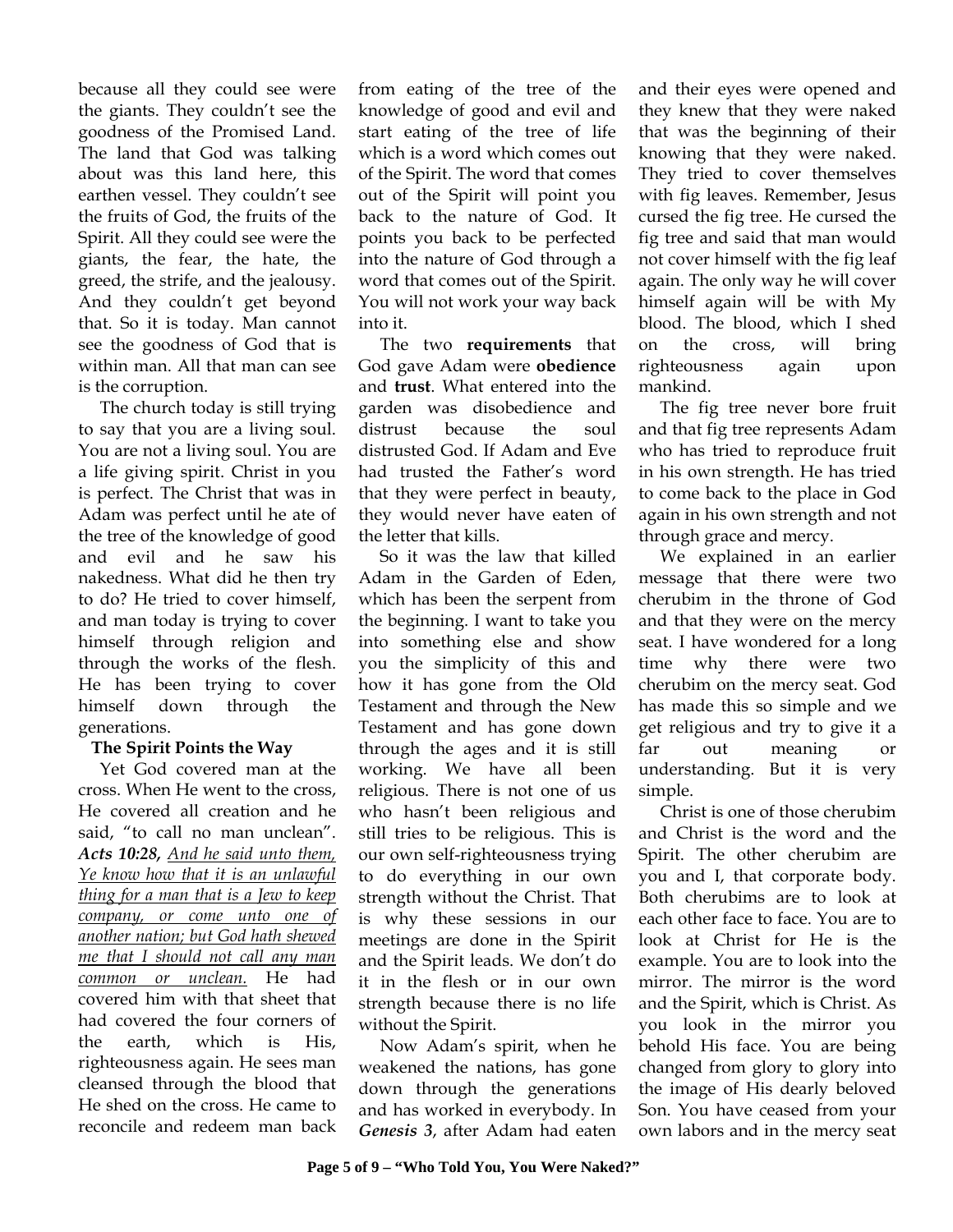because all they could see were the giants. They couldn't see the goodness of the Promised Land. The land that God was talking about was this land here, this earthen vessel. They couldn't see the fruits of God, the fruits of the Spirit. All they could see were the giants, the fear, the hate, the greed, the strife, and the jealousy. And they couldn't get beyond that. So it is today. Man cannot see the goodness of God that is within man. All that man can see is the corruption.

The church today is still trying to say that you are a living soul. You are not a living soul. You are a life giving spirit. Christ in you is perfect. The Christ that was in Adam was perfect until he ate of the tree of the knowledge of good and evil and he saw his nakedness. What did he then try to do? He tried to cover himself, and man today is trying to cover himself through religion and through the works of the flesh. He has been trying to cover himself down through the generations.

**The Spirit Points the Way**

Yet God covered man at the cross. When He went to the cross, He covered all creation and he said, "to call no man unclean". ***Acts 10:28,*** *And he said unto them, Ye know how that it is an unlawful thing for a man that is a Jew to keep company, or come unto one of another nation; but God hath shewed me that I should not call any man common or unclean.* He had covered him with that sheet that had covered the four corners of the earth, which is His, righteousness again. He sees man cleansed through the blood that He shed on the cross. He came to reconcile and redeem man back from eating of the tree of the knowledge of good and evil and start eating of the tree of life which is a word which comes out of the Spirit. The word that comes out of the Spirit will point you back to the nature of God. It points you back to be perfected into the nature of God through a word that comes out of the Spirit. You will not work your way back into it.

The two **requirements** that God gave Adam were **obedience** and **trust**. What entered into the garden was disobedience and distrust because the soul distrusted God. If Adam and Eve had trusted the Father's word that they were perfect in beauty, they would never have eaten of the letter that kills.

So it was the law that killed Adam in the Garden of Eden, which has been the serpent from the beginning. I want to take you into something else and show you the simplicity of this and how it has gone from the Old Testament and through the New Testament and has gone down through the ages and it is still working. We have all been religious. There is not one of us who hasn't been religious and still tries to be religious. This is our own self-righteousness trying to do everything in our own strength without the Christ. That is why these sessions in our meetings are done in the Spirit and the Spirit leads. We don't do it in the flesh or in our own strength because there is no life without the Spirit.

Now Adam's spirit, when he weakened the nations, has gone down through the generations and has worked in everybody. In ***Genesis 3***, after Adam had eaten and their eyes were opened and they knew that they were naked that was the beginning of their knowing that they were naked. They tried to cover themselves with fig leaves. Remember, Jesus cursed the fig tree. He cursed the fig tree and said that man would not cover himself with the fig leaf again. The only way he will cover himself again will be with My blood. The blood, which I shed on the cross, will bring righteousness again upon mankind.

The fig tree never bore fruit and that fig tree represents Adam who has tried to reproduce fruit in his own strength. He has tried to come back to the place in God again in his own strength and not through grace and mercy.

We explained in an earlier message that there were two cherubim in the throne of God and that they were on the mercy seat. I have wondered for a long time why there were two cherubim on the mercy seat. God has made this so simple and we get religious and try to give it a far out meaning or understanding. But it is very simple.

Christ is one of those cherubim and Christ is the word and the Spirit. The other cherubim are you and I, that corporate body. Both cherubims are to look at each other face to face. You are to look at Christ for He is the example. You are to look into the mirror. The mirror is the word and the Spirit, which is Christ. As you look in the mirror you behold His face. You are being changed from glory to glory into the image of His dearly beloved Son. You have ceased from your own labors and in the mercy seat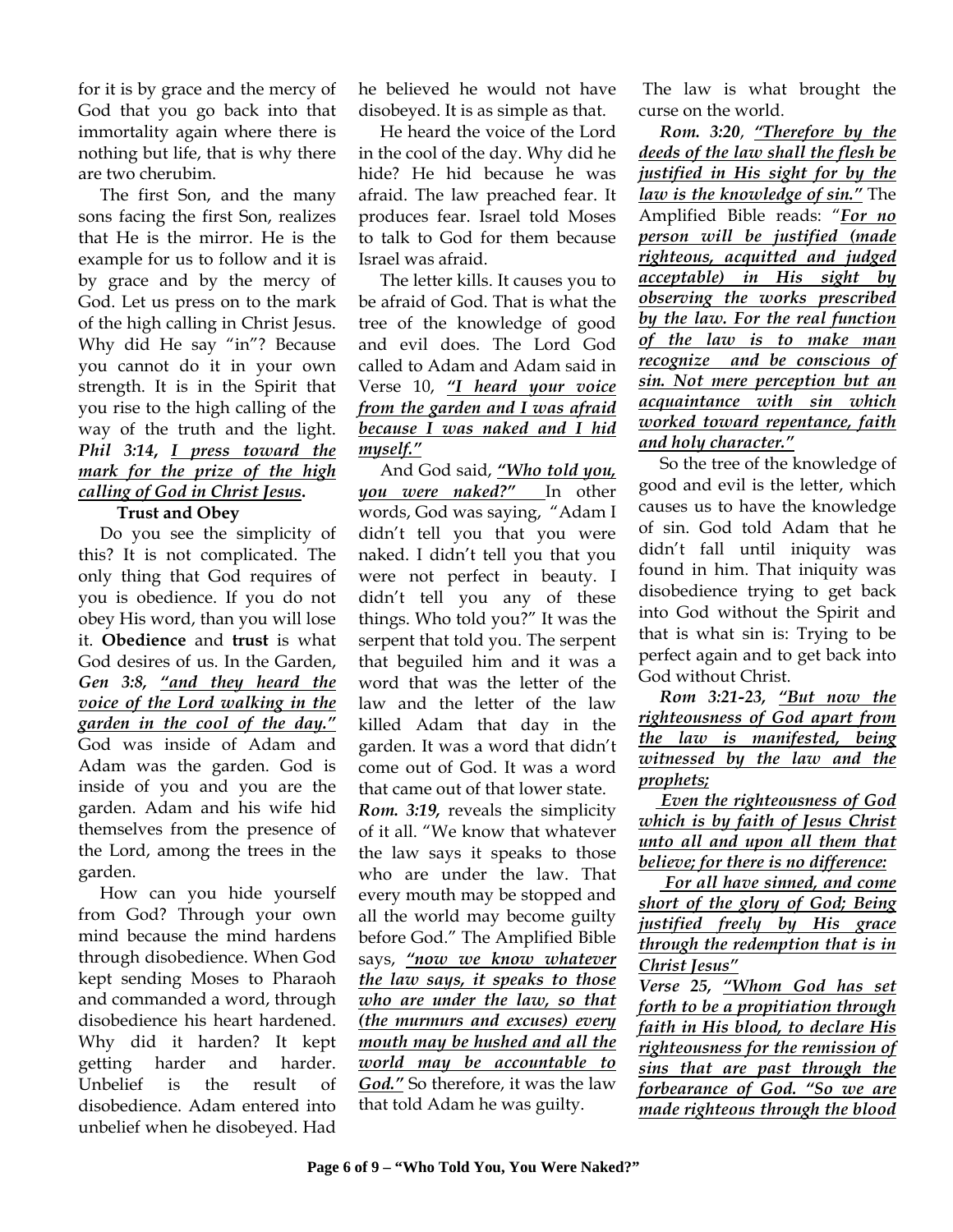for it is by grace and the mercy of God that you go back into that immortality again where there is nothing but life, that is why there are two cherubim.

The first Son, and the many sons facing the first Son, realizes that He is the mirror. He is the example for us to follow and it is by grace and by the mercy of God. Let us press on to the mark of the high calling in Christ Jesus. Why did He say "in"? Because you cannot do it in your own strength. It is in the Spirit that you rise to the high calling of the way of the truth and the light. ***Phil 3:14, I press toward the mark for the prize of the high calling of God in Christ Jesus.***

**Trust and Obey**

Do you see the simplicity of this? It is not complicated. The only thing that God requires of you is obedience. If you do not obey His word, than you will lose it. **Obedience** and **trust** is what God desires of us. In the Garden, ***Gen 3:8, "and they heard the voice of the Lord walking in the garden in the cool of the day."*** God was inside of Adam and Adam was the garden. God is inside of you and you are the garden. Adam and his wife hid themselves from the presence of the Lord, among the trees in the garden.

How can you hide yourself from God? Through your own mind because the mind hardens through disobedience. When God kept sending Moses to Pharaoh and commanded a word, through disobedience his heart hardened. Why did it harden? It kept getting harder and harder. Unbelief is the result of disobedience. Adam entered into unbelief when he disobeyed. Had he believed he would not have disobeyed. It is as simple as that.

He heard the voice of the Lord in the cool of the day. Why did he hide? He hid because he was afraid. The law preached fear. It produces fear. Israel told Moses to talk to God for them because Israel was afraid.

The letter kills. It causes you to be afraid of God. That is what the tree of the knowledge of good and evil does. The Lord God called to Adam and Adam said in Verse 10, ***"I heard your voice from the garden and I was afraid because I was naked and I hid myself."***

And God said, ***"Who told you, you were naked?"*** In other words, God was saying, "Adam I didn't tell you that you were naked. I didn't tell you that you were not perfect in beauty. I didn't tell you any of these things. Who told you?" It was the serpent that told you. The serpent that beguiled him and it was a word that was the letter of the law and the letter of the law killed Adam that day in the garden. It was a word that didn't come out of God. It was a word that came out of that lower state.

***Rom. 3:19,*** reveals the simplicity of it all. "We know that whatever the law says it speaks to those who are under the law. That every mouth may be stopped and all the world may become guilty before God." The Amplified Bible says, ***"now we know whatever the law says, it speaks to those who are under the law, so that (the murmurs and excuses) every mouth may be hushed and all the world may be accountable to God."*** So therefore, it was the law that told Adam he was guilty.

The law is what brought the curse on the world.

***Rom. 3:20***, ***"Therefore by the deeds of the law shall the flesh be justified in His sight for by the law is the knowledge of sin."*** The Amplified Bible reads: "***For no person will be justified (made righteous, acquitted and judged acceptable) in His sight by observing the works prescribed by the law. For the real function of the law is to make man recognize and be conscious of sin. Not mere perception but an acquaintance with sin which worked toward repentance, faith and holy character."***

So the tree of the knowledge of good and evil is the letter, which causes us to have the knowledge of sin. God told Adam that he didn't fall until iniquity was found in him. That iniquity was disobedience trying to get back into God without the Spirit and that is what sin is: Trying to be perfect again and to get back into God without Christ.

***Rom 3:21-23, "But now the righteousness of God apart from the law is manifested, being witnessed by the law and the prophets;***

***Even the righteousness of God which is by faith of Jesus Christ unto all and upon all them that believe; for there is no difference:***

***For all have sinned, and come short of the glory of God; Being justified freely by His grace through the redemption that is in Christ Jesus"***

***Verse 25, "Whom God has set forth to be a propitiation through faith in His blood, to declare His righteousness for the remission of sins that are past through the forbearance of God. "So we are made righteous through the blood***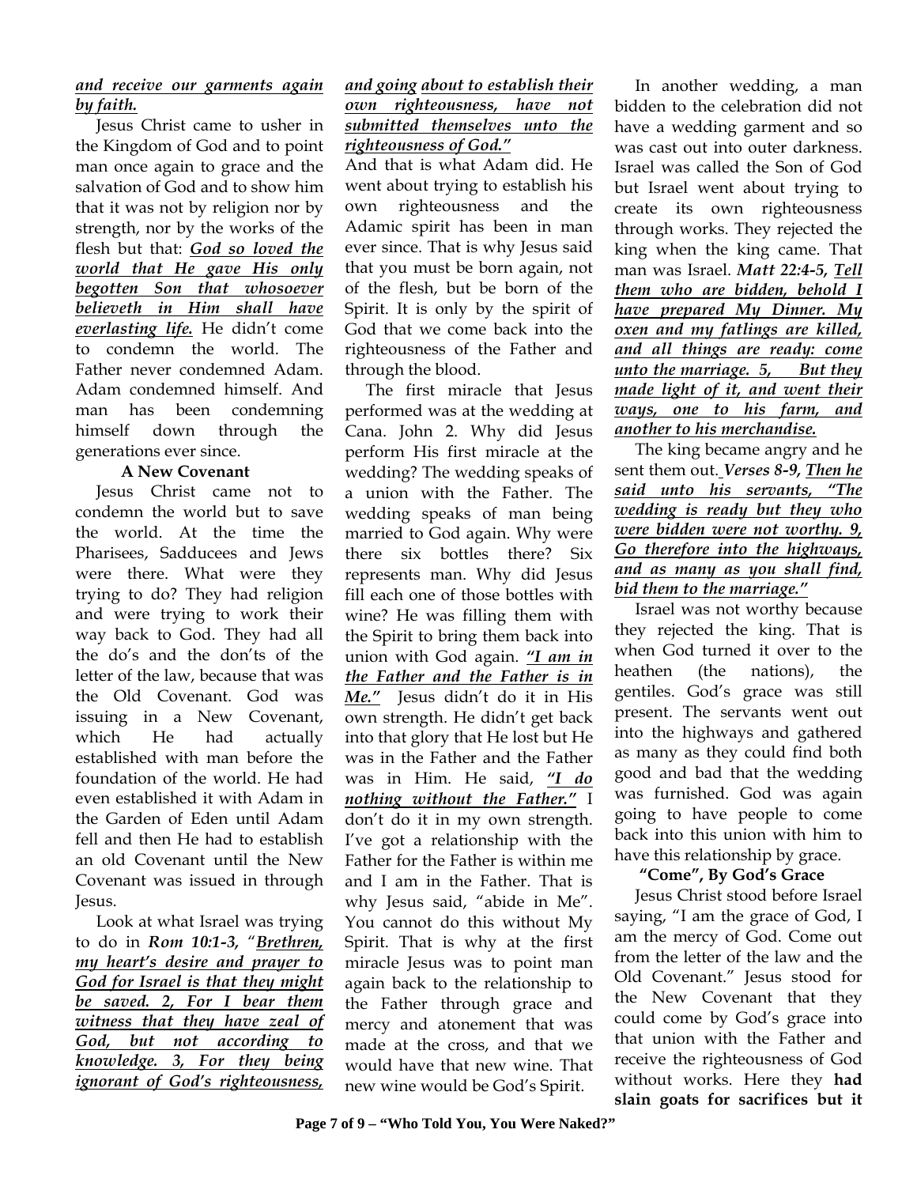***and receive our garments again by faith.***

Jesus Christ came to usher in the Kingdom of God and to point man once again to grace and the salvation of God and to show him that it was not by religion nor by strength, nor by the works of the flesh but that: ***God so loved the world that He gave His only begotten Son that whosoever believeth in Him shall have everlasting life.*** He didn't come to condemn the world. The Father never condemned Adam. Adam condemned himself. And man has been condemning himself down through the generations ever since.

**A New Covenant**

Jesus Christ came not to condemn the world but to save the world. At the time the Pharisees, Sadducees and Jews were there. What were they trying to do? They had religion and were trying to work their way back to God. They had all the do's and the don'ts of the letter of the law, because that was the Old Covenant. God was issuing in a New Covenant, which He had actually established with man before the foundation of the world. He had even established it with Adam in the Garden of Eden until Adam fell and then He had to establish an old Covenant until the New Covenant was issued in through Jesus.

Look at what Israel was trying to do in ***Rom 10:1-3,*** "***Brethren, my heart's desire and prayer to God for Israel is that they might be saved. 2, For I bear them witness that they have zeal of God, but not according to knowledge. 3, For they being ignorant of God's righteousness, and going about to establish their own righteousness, have not submitted themselves unto the righteousness of God."***

And that is what Adam did. He went about trying to establish his own righteousness and the Adamic spirit has been in man ever since. That is why Jesus said that you must be born again, not of the flesh, but be born of the Spirit. It is only by the spirit of God that we come back into the righteousness of the Father and through the blood.

The first miracle that Jesus performed was at the wedding at Cana. John 2. Why did Jesus perform His first miracle at the wedding? The wedding speaks of a union with the Father. The wedding speaks of man being married to God again. Why were there six bottles there? Six represents man. Why did Jesus fill each one of those bottles with wine? He was filling them with the Spirit to bring them back into union with God again. ***"I am in the Father and the Father is in Me."*** Jesus didn't do it in His own strength. He didn't get back into that glory that He lost but He was in the Father and the Father was in Him. He said, ***"I do nothing without the Father."*** I don't do it in my own strength. I've got a relationship with the Father for the Father is within me and I am in the Father. That is why Jesus said, "abide in Me". You cannot do this without My Spirit. That is why at the first miracle Jesus was to point man again back to the relationship to the Father through grace and mercy and atonement that was made at the cross, and that we would have that new wine. That new wine would be God's Spirit.

In another wedding, a man bidden to the celebration did not have a wedding garment and so was cast out into outer darkness. Israel was called the Son of God but Israel went about trying to create its own righteousness through works. They rejected the king when the king came. That man was Israel. ***Matt 22:4-5, Tell them who are bidden, behold I have prepared My Dinner. My oxen and my fatlings are killed, and all things are ready: come unto the marriage. 5, But they made light of it, and went their ways, one to his farm, and another to his merchandise.***

The king became angry and he sent them out. ***Verses 8-9, Then he said unto his servants, "The wedding is ready but they who were bidden were not worthy. 9, Go therefore into the highways, and as many as you shall find, bid them to the marriage."***

Israel was not worthy because they rejected the king. That is when God turned it over to the heathen (the nations), the gentiles. God's grace was still present. The servants went out into the highways and gathered as many as they could find both good and bad that the wedding was furnished. God was again going to have people to come back into this union with him to have this relationship by grace.

**"Come", By God's Grace**

Jesus Christ stood before Israel saying, "I am the grace of God, I am the mercy of God. Come out from the letter of the law and the Old Covenant." Jesus stood for the New Covenant that they could come by God's grace into that union with the Father and receive the righteousness of God without works. Here they **had slain goats for sacrifices but it**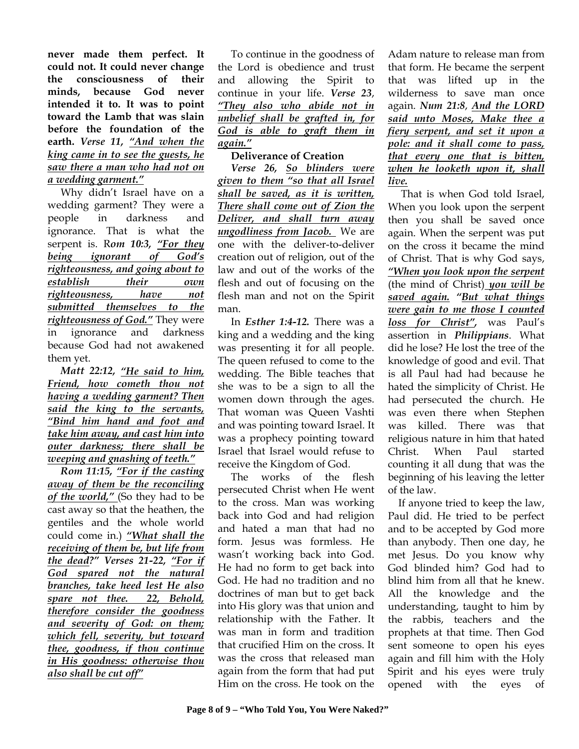**never made them perfect. It could not. It could never change the consciousness of their minds, because God never intended it to. It was to point toward the Lamb that was slain before the foundation of the earth.** ***Verse 11, <u>"And when the king came in to see the guests, he saw there a man who had not on a wedding garment."</u>***

Why didn't Israel have on a wedding garment? They were a people in darkness and ignorance. That is what the serpent is. R*om 10:3, <u>**"For they being ignorant of God's righteousness, and going about to establish their own righteousness, have not submitted themselves to the righteousness of God."**</u>* They were in ignorance and darkness because God had not awakened them yet.

***Matt 22:12, <u>"He said to him, Friend, how cometh thou not having a wedding garment? Then said the king to the servants, "Bind him hand and foot and take him away, and cast him into outer darkness; there shall be weeping and gnashing of teeth."</u>***

***Rom 11:15, <u>"For if the casting away of them be the reconciling of the world,"</u>*** (So they had to be cast away so that the heathen, the gentiles and the whole world could come in.) ***<u>"What shall the receiving of them be, but life from the dead?"</u> Verses 21-22, <u>"For if God spared not the natural branches, take heed lest He also spare not thee. 22, Behold, therefore consider the goodness and severity of God: on them; which fell, severity, but toward thee, goodness, if thou continue in His goodness: otherwise thou also shall be cut off"</u>***

To continue in the goodness of the Lord is obedience and trust and allowing the Spirit to continue in your life. ***Verse 23, <u>"They also who abide not in unbelief shall be grafted in, for God is able to graft them in again."</u>***

**Deliverance of Creation**

***Verse 26, <u>So blinders were given to them "so that all Israel shall be saved, as it is written, There shall come out of Zion the Deliver, and shall turn away ungodliness from Jacob.</u>*** We are one with the deliver-to-deliver creation out of religion, out of the law and out of the works of the flesh and out of focusing on the flesh man and not on the Spirit man.

In ***Esther 1:4-12.*** There was a king and a wedding and the king was presenting it for all people. The queen refused to come to the wedding. The Bible teaches that she was to be a sign to all the women down through the ages. That woman was Queen Vashti and was pointing toward Israel. It was a prophecy pointing toward Israel that Israel would refuse to receive the Kingdom of God.

The works of the flesh persecuted Christ when He went to the cross. Man was working back into God and had religion and hated a man that had no form. Jesus was formless. He wasn't working back into God. He had no form to get back into God. He had no tradition and no doctrines of man but to get back into His glory was that union and relationship with the Father. It was man in form and tradition that crucified Him on the cross. It was the cross that released man again from the form that had put Him on the cross. He took on the Adam nature to release man from that form. He became the serpent that was lifted up in the wilderness to save man once again. ***Num 21:8, <u>And the LORD said unto Moses, Make thee a fiery serpent, and set it upon a pole: and it shall come to pass, that every one that is bitten, when he looketh upon it, shall live.</u>***

That is when God told Israel, When you look upon the serpent then you shall be saved once again. When the serpent was put on the cross it became the mind of Christ. That is why God says, ***<u>"When you look upon the serpent</u>*** (the mind of Christ) ***<u>you will be saved again.</u> <u>"But what things were gain to me those I counted loss for Christ"</u>,*** was Paul's assertion in ***Philippians***. What did he lose? He lost the tree of the knowledge of good and evil. That is all Paul had had because he hated the simplicity of Christ. He had persecuted the church. He was even there when Stephen was killed. There was that religious nature in him that hated Christ. When Paul started counting it all dung that was the beginning of his leaving the letter of the law.

If anyone tried to keep the law, Paul did. He tried to be perfect and to be accepted by God more than anybody. Then one day, he met Jesus. Do you know why God blinded him? God had to blind him from all that he knew. All the knowledge and the understanding, taught to him by the rabbis, teachers and the prophets at that time. Then God sent someone to open his eyes again and fill him with the Holy Spirit and his eyes were truly opened with the eyes of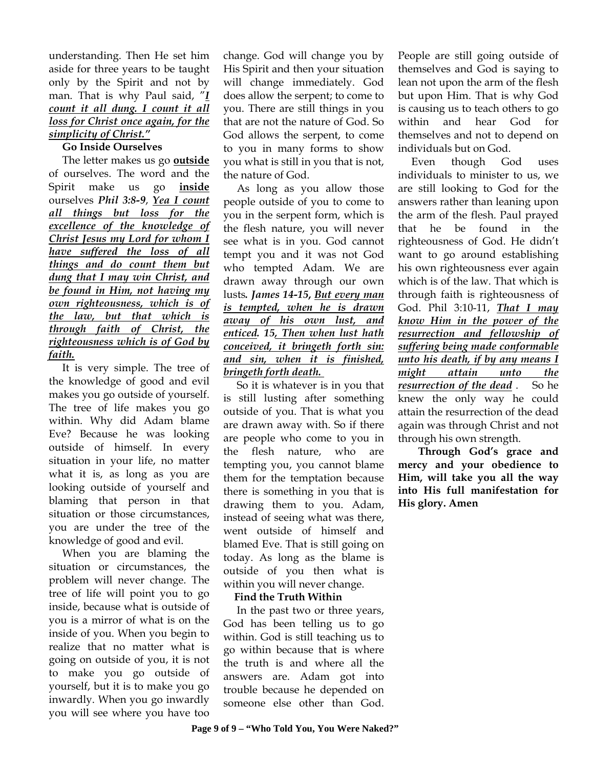understanding. Then He set him aside for three years to be taught only by the Spirit and not by man. That is why Paul said, "***I count it all dung. I count it all loss for Christ once again, for the simplicity of Christ.***"

**Go Inside Ourselves**

The letter makes us go **outside** of ourselves. The word and the Spirit make us go **inside** ourselves ***Phil 3:8-9***, ***Yea I count all things but loss for the excellence of the knowledge of Christ Jesus my Lord for whom I have suffered the loss of all things and do count them but dung that I may win Christ, and be found in Him, not having my own righteousness, which is of the law, but that which is through faith of Christ, the righteousness which is of God by faith.***

It is very simple. The tree of the knowledge of good and evil makes you go outside of yourself. The tree of life makes you go within. Why did Adam blame Eve? Because he was looking outside of himself. In every situation in your life, no matter what it is, as long as you are looking outside of yourself and blaming that person in that situation or those circumstances, you are under the tree of the knowledge of good and evil.

When you are blaming the situation or circumstances, the problem will never change. The tree of life will point you to go inside, because what is outside of you is a mirror of what is on the inside of you. When you begin to realize that no matter what is going on outside of you, it is not to make you go outside of yourself, but it is to make you go inwardly. When you go inwardly you will see where you have too change. God will change you by His Spirit and then your situation will change immediately. God does allow the serpent; to come to you. There are still things in you that are not the nature of God. So God allows the serpent, to come to you in many forms to show you what is still in you that is not, the nature of God.

As long as you allow those people outside of you to come to you in the serpent form, which is the flesh nature, you will never see what is in you. God cannot tempt you and it was not God who tempted Adam. We are drawn away through our own lusts*.* ***James 14-15, But every man is tempted, when he is drawn away of his own lust, and enticed. 15, Then when lust hath conceived, it bringeth forth sin: and sin, when it is finished, bringeth forth death.***

So it is whatever is in you that is still lusting after something outside of you. That is what you are drawn away with. So if there are people who come to you in the flesh nature, who are tempting you, you cannot blame them for the temptation because there is something in you that is drawing them to you. Adam, instead of seeing what was there, went outside of himself and blamed Eve. That is still going on today. As long as the blame is outside of you then what is within you will never change.

**Find the Truth Within**

In the past two or three years, God has been telling us to go within. God is still teaching us to go within because that is where the truth is and where all the answers are. Adam got into trouble because he depended on someone else other than God. People are still going outside of themselves and God is saying to lean not upon the arm of the flesh but upon Him. That is why God is causing us to teach others to go within and hear God for themselves and not to depend on individuals but on God.

Even though God uses individuals to minister to us, we are still looking to God for the answers rather than leaning upon the arm of the flesh. Paul prayed that he be found in the righteousness of God. He didn't want to go around establishing his own righteousness ever again which is of the law. That which is through faith is righteousness of God. Phil 3:10-11, ***That I may know Him in the power of the resurrection and fellowship of suffering being made conformable unto his death, if by any means I might attain unto the resurrection of the dead*** . So he knew the only way he could attain the resurrection of the dead again was through Christ and not through his own strength.

**Through God's grace and mercy and your obedience to Him, will take you all the way into His full manifestation for His glory. Amen**